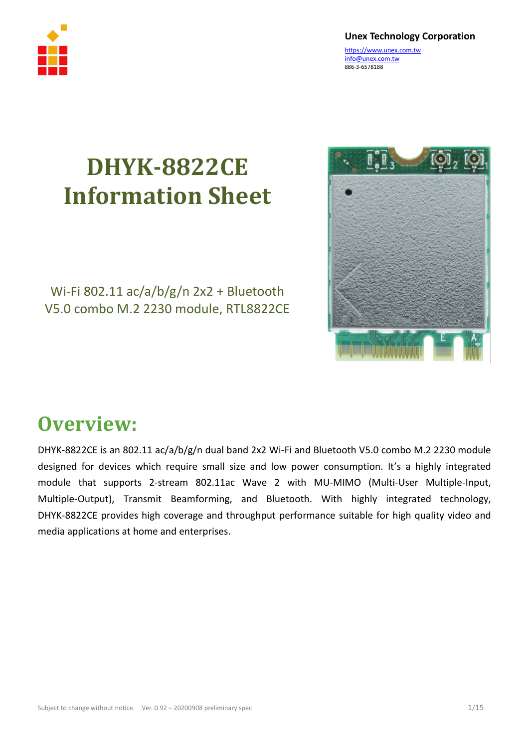**Unex Technology Corporation**

https://www.unex.com.tw
info@unex.com.tw
886-3-6578188

# DHYK-8822CE Information Sheet

Wi-Fi 802.11 ac/a/b/g/n 2x2 + Bluetooth V5.0 combo M.2 2230 module, RTL8822CE

## Overview:

DHYK-8822CE is an 802.11 ac/a/b/g/n dual band 2x2 Wi-Fi and Bluetooth V5.0 combo M.2 2230 module designed for devices which require small size and low power consumption. It's a highly integrated module that supports 2-stream 802.11ac Wave 2 with MU-MIMO (Multi-User Multiple-Input, Multiple-Output), Transmit Beamforming, and Bluetooth. With highly integrated technology, DHYK-8822CE provides high coverage and throughput performance suitable for high quality video and media applications at home and enterprises.

Subject to change without notice. Ver. 0.92 – 20200908 preliminary spec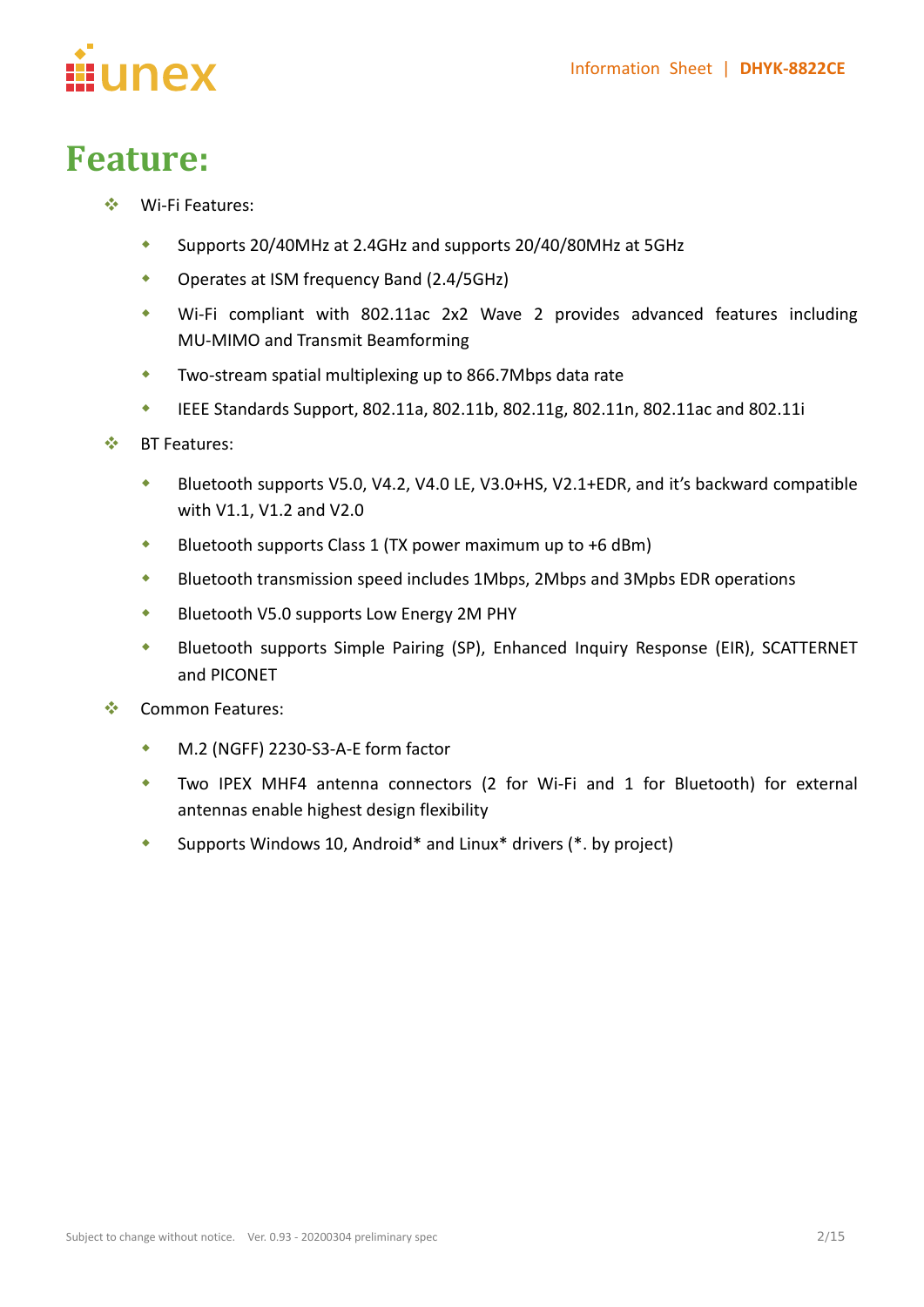# Feature:

- Wi-Fi Features:
  - Supports 20/40MHz at 2.4GHz and supports 20/40/80MHz at 5GHz
  - Operates at ISM frequency Band (2.4/5GHz)
  - Wi-Fi compliant with 802.11ac 2x2 Wave 2 provides advanced features including MU-MIMO and Transmit Beamforming
  - Two-stream spatial multiplexing up to 866.7Mbps data rate
  - IEEE Standards Support, 802.11a, 802.11b, 802.11g, 802.11n, 802.11ac and 802.11i
- BT Features:
  - Bluetooth supports V5.0, V4.2, V4.0 LE, V3.0+HS, V2.1+EDR, and it's backward compatible with V1.1, V1.2 and V2.0
  - Bluetooth supports Class 1 (TX power maximum up to +6 dBm)
  - Bluetooth transmission speed includes 1Mbps, 2Mbps and 3Mpbs EDR operations
  - Bluetooth V5.0 supports Low Energy 2M PHY
  - Bluetooth supports Simple Pairing (SP), Enhanced Inquiry Response (EIR), SCATTERNET and PICONET
- Common Features:
  - M.2 (NGFF) 2230-S3-A-E form factor
  - Two IPEX MHF4 antenna connectors (2 for Wi-Fi and 1 for Bluetooth) for external antennas enable highest design flexibility
  - Supports Windows 10, Android* and Linux* drivers (*. by project)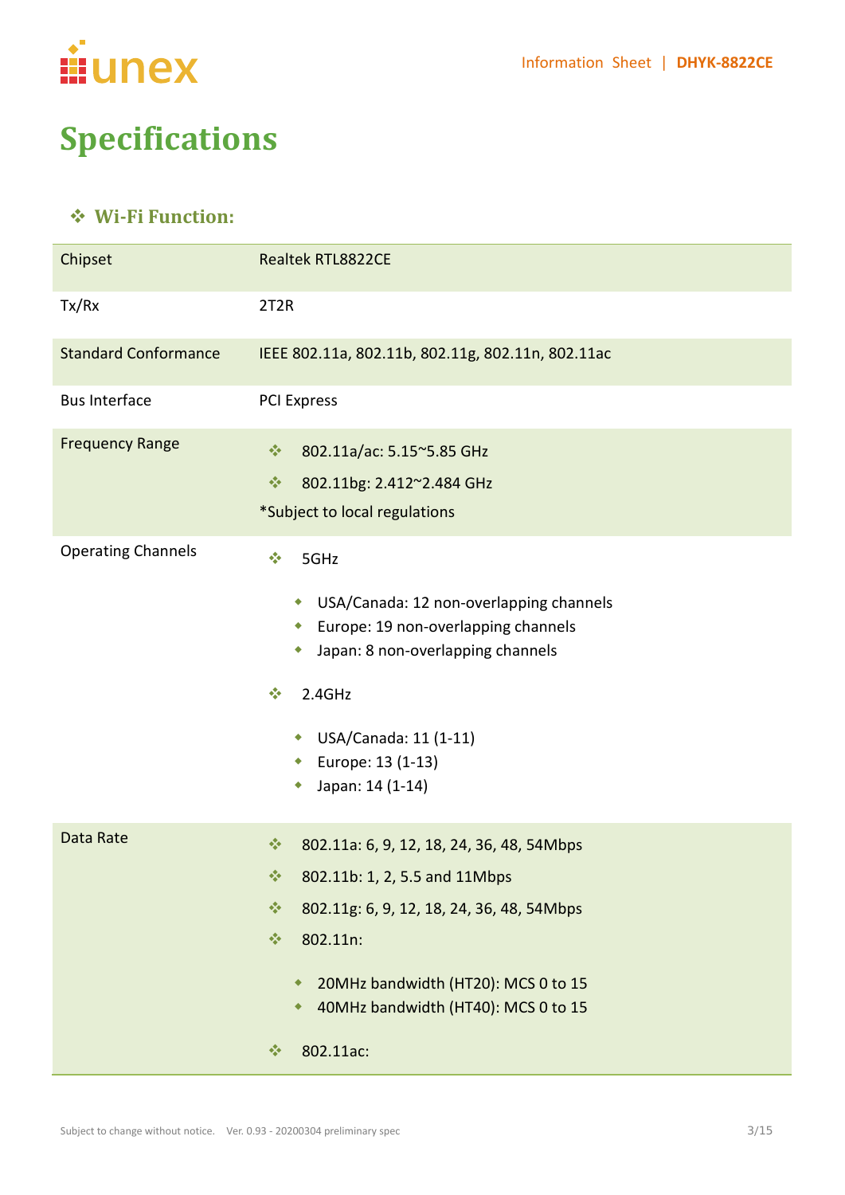# Specifications

## ❖ Wi-Fi Function:

| Chipset | Realtek RTL8822CE |
|---|---|
| Tx/Rx | 2T2R |
| Standard Conformance | IEEE 802.11a, 802.11b, 802.11g, 802.11n, 802.11ac |
| Bus Interface | PCI Express |
| Frequency Range | ❖ 802.11a/ac: 5.15~5.85 GHz<br>❖ 802.11bg: 2.412~2.484 GHz<br>*Subject to local regulations |
| Operating Channels | ❖ 5GHz<br>◆ USA/Canada: 12 non-overlapping channels<br>◆ Europe: 19 non-overlapping channels<br>◆ Japan: 8 non-overlapping channels<br>❖ 2.4GHz<br>◆ USA/Canada: 11 (1-11)<br>◆ Europe: 13 (1-13)<br>◆ Japan: 14 (1-14) |
| Data Rate | ❖ 802.11a: 6, 9, 12, 18, 24, 36, 48, 54Mbps<br>❖ 802.11b: 1, 2, 5.5 and 11Mbps<br>❖ 802.11g: 6, 9, 12, 18, 24, 36, 48, 54Mbps<br>❖ 802.11n:<br>◆ 20MHz bandwidth (HT20): MCS 0 to 15<br>◆ 40MHz bandwidth (HT40): MCS 0 to 15<br>❖ 802.11ac: |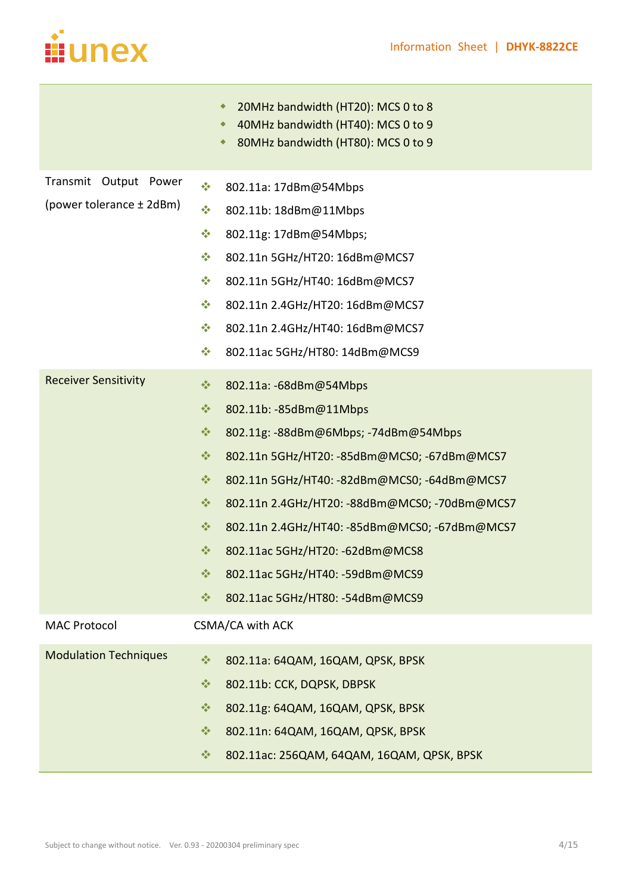| | |
|---|---|
| | • 20MHz bandwidth (HT20): MCS 0 to 8<br>• 40MHz bandwidth (HT40): MCS 0 to 9<br>• 80MHz bandwidth (HT80): MCS 0 to 9 |
| Transmit Output Power (power tolerance ± 2dBm) | • 802.11a: 17dBm@54Mbps<br>• 802.11b: 18dBm@11Mbps<br>• 802.11g: 17dBm@54Mbps;<br>• 802.11n 5GHz/HT20: 16dBm@MCS7<br>• 802.11n 5GHz/HT40: 16dBm@MCS7<br>• 802.11n 2.4GHz/HT20: 16dBm@MCS7<br>• 802.11n 2.4GHz/HT40: 16dBm@MCS7<br>• 802.11ac 5GHz/HT80: 14dBm@MCS9 |
| Receiver Sensitivity | • 802.11a: -68dBm@54Mbps<br>• 802.11b: -85dBm@11Mbps<br>• 802.11g: -88dBm@6Mbps; -74dBm@54Mbps<br>• 802.11n 5GHz/HT20: -85dBm@MCS0; -67dBm@MCS7<br>• 802.11n 5GHz/HT40: -82dBm@MCS0; -64dBm@MCS7<br>• 802.11n 2.4GHz/HT20: -88dBm@MCS0; -70dBm@MCS7<br>• 802.11n 2.4GHz/HT40: -85dBm@MCS0; -67dBm@MCS7<br>• 802.11ac 5GHz/HT20: -62dBm@MCS8<br>• 802.11ac 5GHz/HT40: -59dBm@MCS9<br>• 802.11ac 5GHz/HT80: -54dBm@MCS9 |
| MAC Protocol | CSMA/CA with ACK |
| Modulation Techniques | • 802.11a: 64QAM, 16QAM, QPSK, BPSK<br>• 802.11b: CCK, DQPSK, DBPSK<br>• 802.11g: 64QAM, 16QAM, QPSK, BPSK<br>• 802.11n: 64QAM, 16QAM, QPSK, BPSK<br>• 802.11ac: 256QAM, 64QAM, 16QAM, QPSK, BPSK |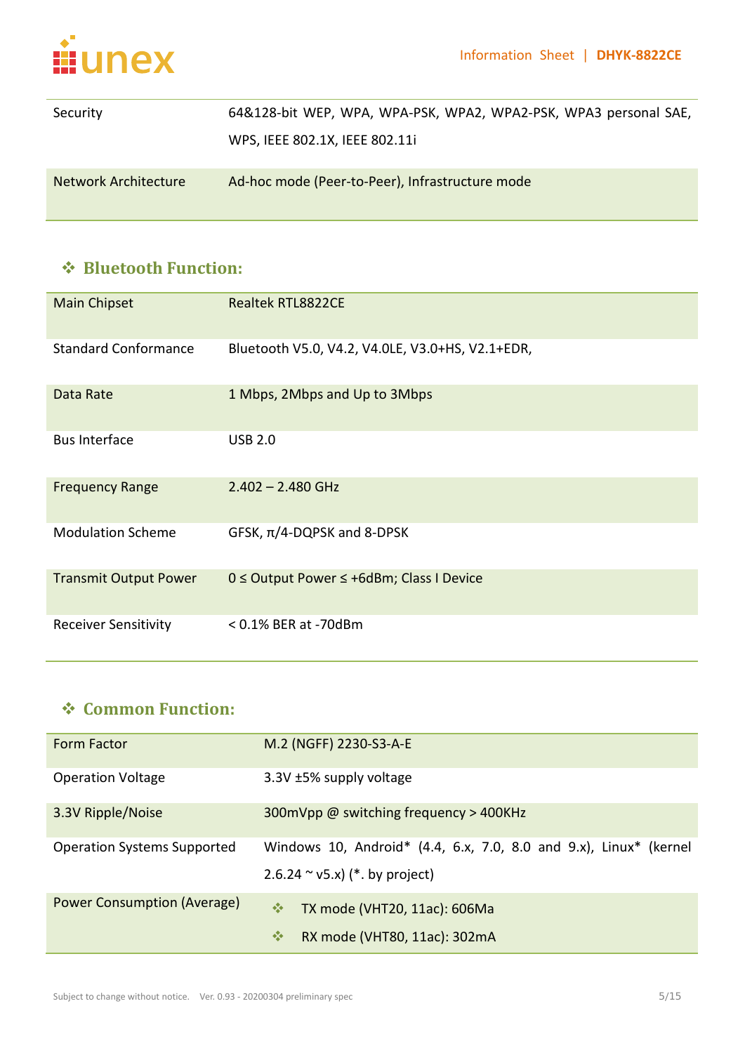| | |
|---|---|
| Security | 64&128-bit WEP, WPA, WPA-PSK, WPA2, WPA2-PSK, WPA3 personal SAE, WPS, IEEE 802.1X, IEEE 802.11i |
| Network Architecture | Ad-hoc mode (Peer-to-Peer), Infrastructure mode |

## ❖ Bluetooth Function:

| | |
|---|---|
| Main Chipset | Realtek RTL8822CE |
| Standard Conformance | Bluetooth V5.0, V4.2, V4.0LE, V3.0+HS, V2.1+EDR, |
| Data Rate | 1 Mbps, 2Mbps and Up to 3Mbps |
| Bus Interface | USB 2.0 |
| Frequency Range | 2.402 – 2.480 GHz |
| Modulation Scheme | GFSK, π/4-DQPSK and 8-DPSK |
| Transmit Output Power | 0 ≤ Output Power ≤ +6dBm; Class I Device |
| Receiver Sensitivity | < 0.1% BER at -70dBm |

## ❖ Common Function:

| | |
|---|---|
| Form Factor | M.2 (NGFF) 2230-S3-A-E |
| Operation Voltage | 3.3V ±5% supply voltage |
| 3.3V Ripple/Noise | 300mVpp @ switching frequency > 400KHz |
| Operation Systems Supported | Windows 10, Android* (4.4, 6.x, 7.0, 8.0 and 9.x), Linux* (kernel 2.6.24 ~ v5.x) (*. by project) |
| Power Consumption (Average) | ❖ TX mode (VHT20, 11ac): 606Ma<br>❖ RX mode (VHT80, 11ac): 302mA |

Subject to change without notice. Ver. 0.93 - 20200304 preliminary spec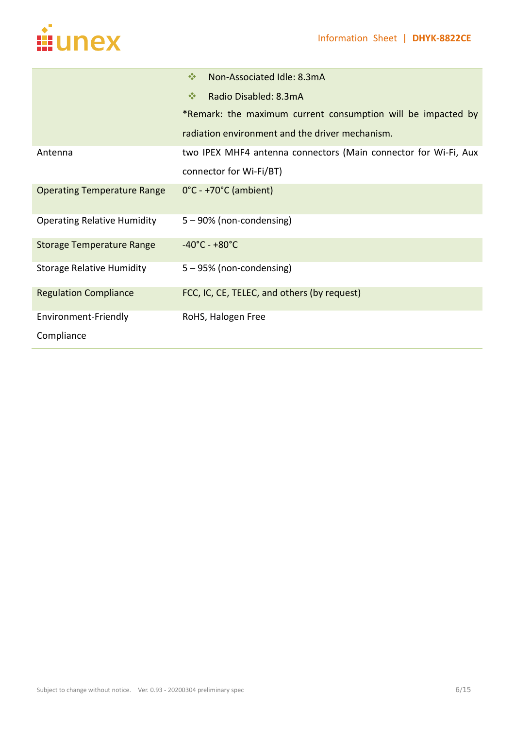| | |
|---|---|
| | ❖ Non-Associated Idle: 8.3mA<br>❖ Radio Disabled: 8.3mA<br>*Remark: the maximum current consumption will be impacted by radiation environment and the driver mechanism. |
| Antenna | two IPEX MHF4 antenna connectors (Main connector for Wi-Fi, Aux connector for Wi-Fi/BT) |
| Operating Temperature Range | 0°C - +70°C (ambient) |
| Operating Relative Humidity | 5 – 90% (non-condensing) |
| Storage Temperature Range | -40°C - +80°C |
| Storage Relative Humidity | 5 – 95% (non-condensing) |
| Regulation Compliance | FCC, IC, CE, TELEC, and others (by request) |
| Environment-Friendly Compliance | RoHS, Halogen Free |

Subject to change without notice. Ver. 0.93 - 20200304 preliminary spec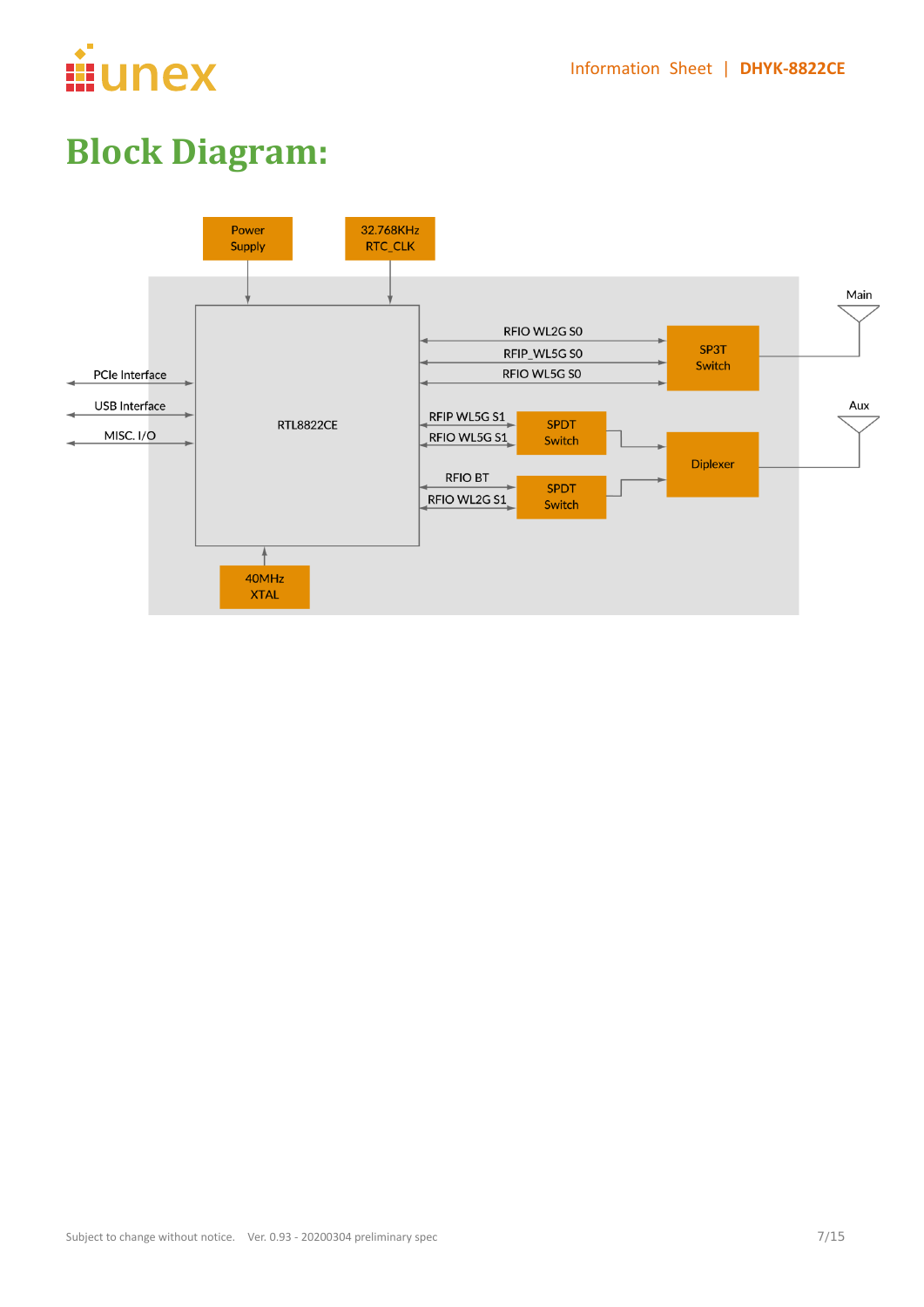# Block Diagram:

Power Supply

32.768KHz RTC_CLK

PCIe Interface

USB Interface

MISC. I/O

RTL8822CE

RFIO WL2G S0

RFIP_WL5G S0

RFIO WL5G S0

SP3T Switch

Main

RFIP WL5G S1

RFIO WL5G S1

SPDT Switch

Diplexer

Aux

RFIO BT

RFIO WL2G S1

SPDT Switch

40MHz XTAL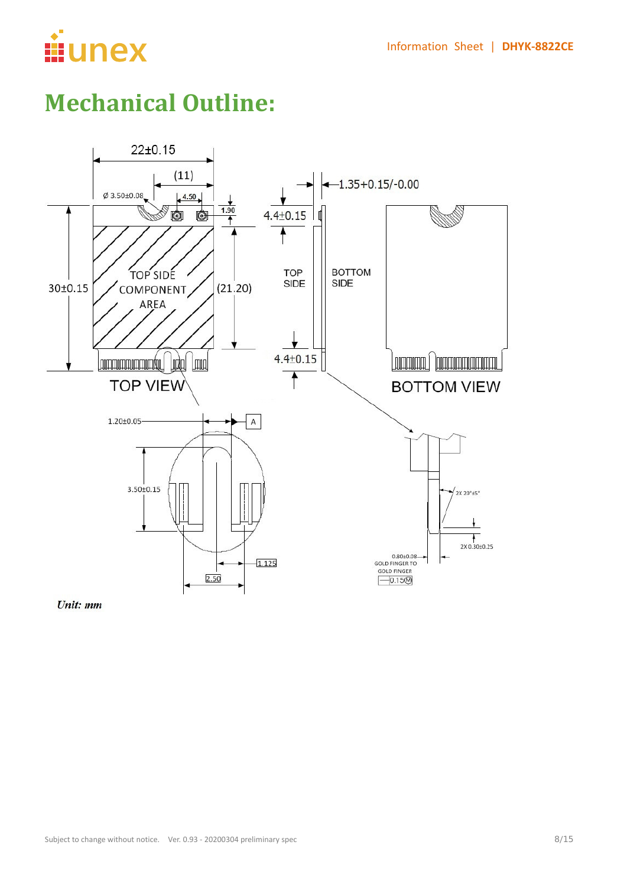# Mechanical Outline:

*Unit: mm*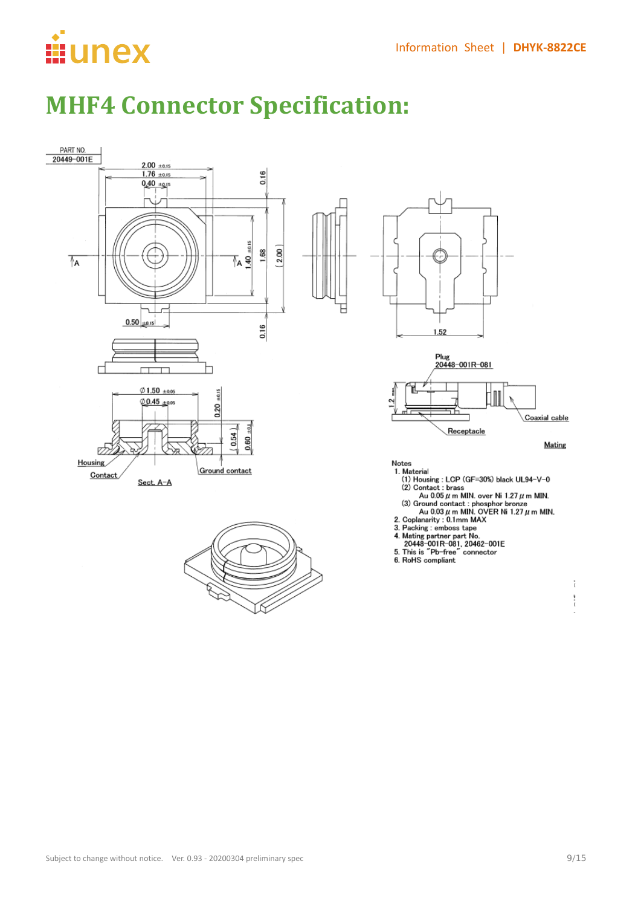# MHF4 Connector Specification:

PART NO.
20449-001E

Notes

1. Material
   (1) Housing : LCP (GF=30%) black UL94-V-0
   (2) Contact : brass
   Au 0.05 μm MIN. over Ni 1.27 μm MIN.
   (3) Ground contact : phosphor bronze
   Au 0.03 μm MIN. OVER Ni 1.27 μm MIN.
2. Coplanarity : 0.1mm MAX
3. Packing : emboss tape
4. Mating partner part No.
   20448-001R-081, 20462-001E
5. This is "Pb-free" connector
6. RoHS compliant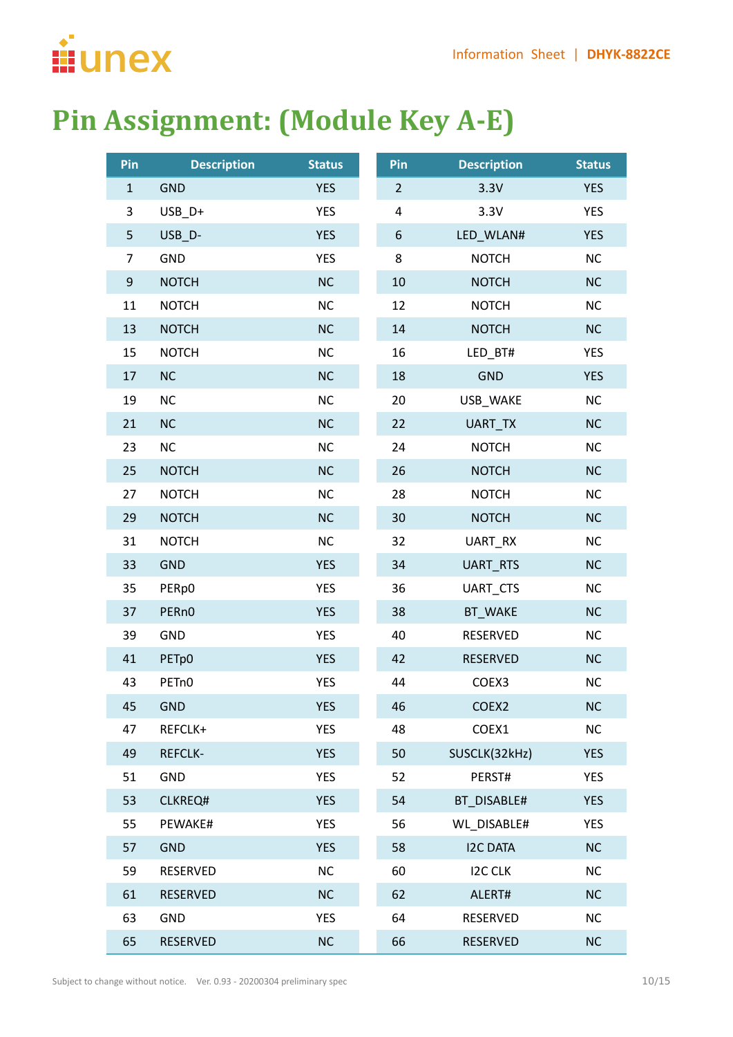# Pin Assignment: (Module Key A-E)

| Pin | Description | Status | Pin | Description | Status |
|---|---|---|---|---|---|
| 1 | GND | YES | 2 | 3.3V | YES |
| 3 | USB_D+ | YES | 4 | 3.3V | YES |
| 5 | USB_D- | YES | 6 | LED_WLAN# | YES |
| 7 | GND | YES | 8 | NOTCH | NC |
| 9 | NOTCH | NC | 10 | NOTCH | NC |
| 11 | NOTCH | NC | 12 | NOTCH | NC |
| 13 | NOTCH | NC | 14 | NOTCH | NC |
| 15 | NOTCH | NC | 16 | LED_BT# | YES |
| 17 | NC | NC | 18 | GND | YES |
| 19 | NC | NC | 20 | USB_WAKE | NC |
| 21 | NC | NC | 22 | UART_TX | NC |
| 23 | NC | NC | 24 | NOTCH | NC |
| 25 | NOTCH | NC | 26 | NOTCH | NC |
| 27 | NOTCH | NC | 28 | NOTCH | NC |
| 29 | NOTCH | NC | 30 | NOTCH | NC |
| 31 | NOTCH | NC | 32 | UART_RX | NC |
| 33 | GND | YES | 34 | UART_RTS | NC |
| 35 | PERp0 | YES | 36 | UART_CTS | NC |
| 37 | PERn0 | YES | 38 | BT_WAKE | NC |
| 39 | GND | YES | 40 | RESERVED | NC |
| 41 | PETp0 | YES | 42 | RESERVED | NC |
| 43 | PETn0 | YES | 44 | COEX3 | NC |
| 45 | GND | YES | 46 | COEX2 | NC |
| 47 | REFCLK+ | YES | 48 | COEX1 | NC |
| 49 | REFCLK- | YES | 50 | SUSCLK(32kHz) | YES |
| 51 | GND | YES | 52 | PERST# | YES |
| 53 | CLKREQ# | YES | 54 | BT_DISABLE# | YES |
| 55 | PEWAKE# | YES | 56 | WL_DISABLE# | YES |
| 57 | GND | YES | 58 | I2C DATA | NC |
| 59 | RESERVED | NC | 60 | I2C CLK | NC |
| 61 | RESERVED | NC | 62 | ALERT# | NC |
| 63 | GND | YES | 64 | RESERVED | NC |
| 65 | RESERVED | NC | 66 | RESERVED | NC |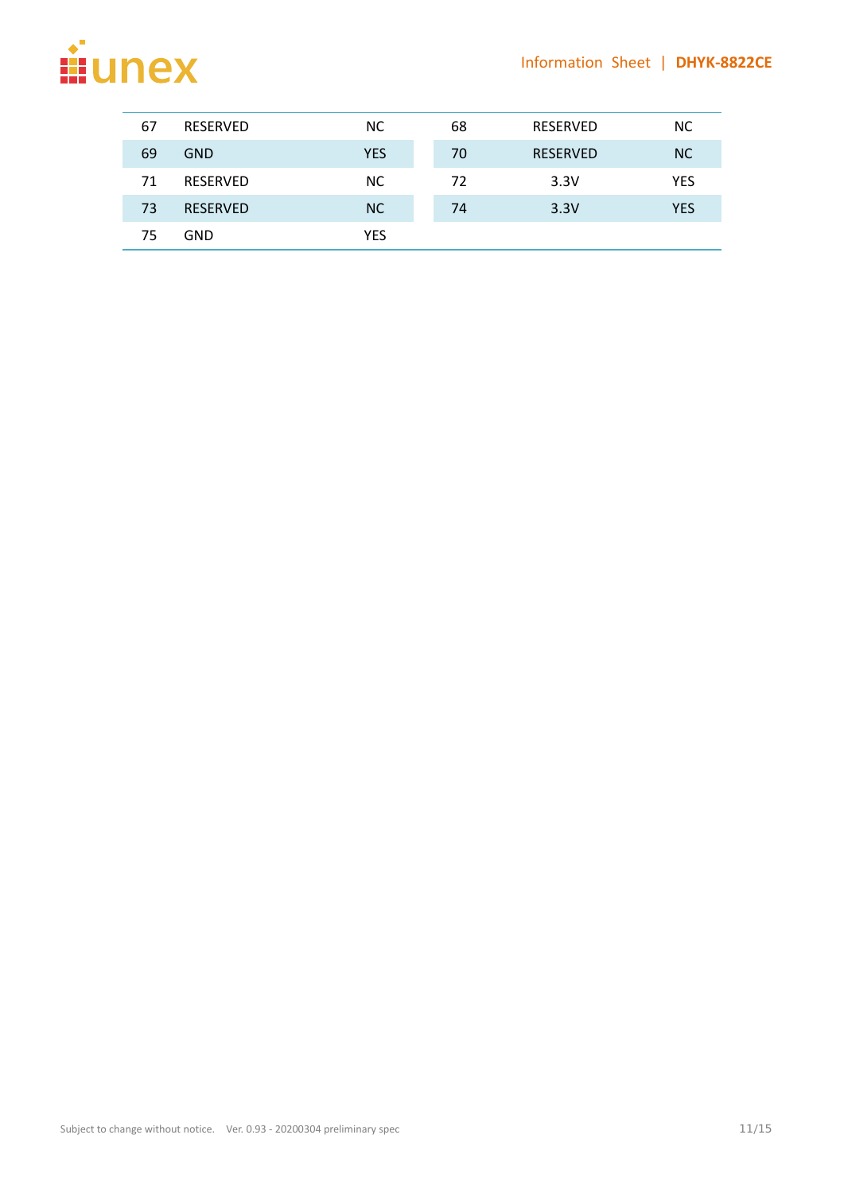| 67 | RESERVED | NC | 68 | RESERVED | NC |
|---|---|---|---|---|---|
| 69 | GND | YES | 70 | RESERVED | NC |
| 71 | RESERVED | NC | 72 | 3.3V | YES |
| 73 | RESERVED | NC | 74 | 3.3V | YES |
| 75 | GND | YES | | | |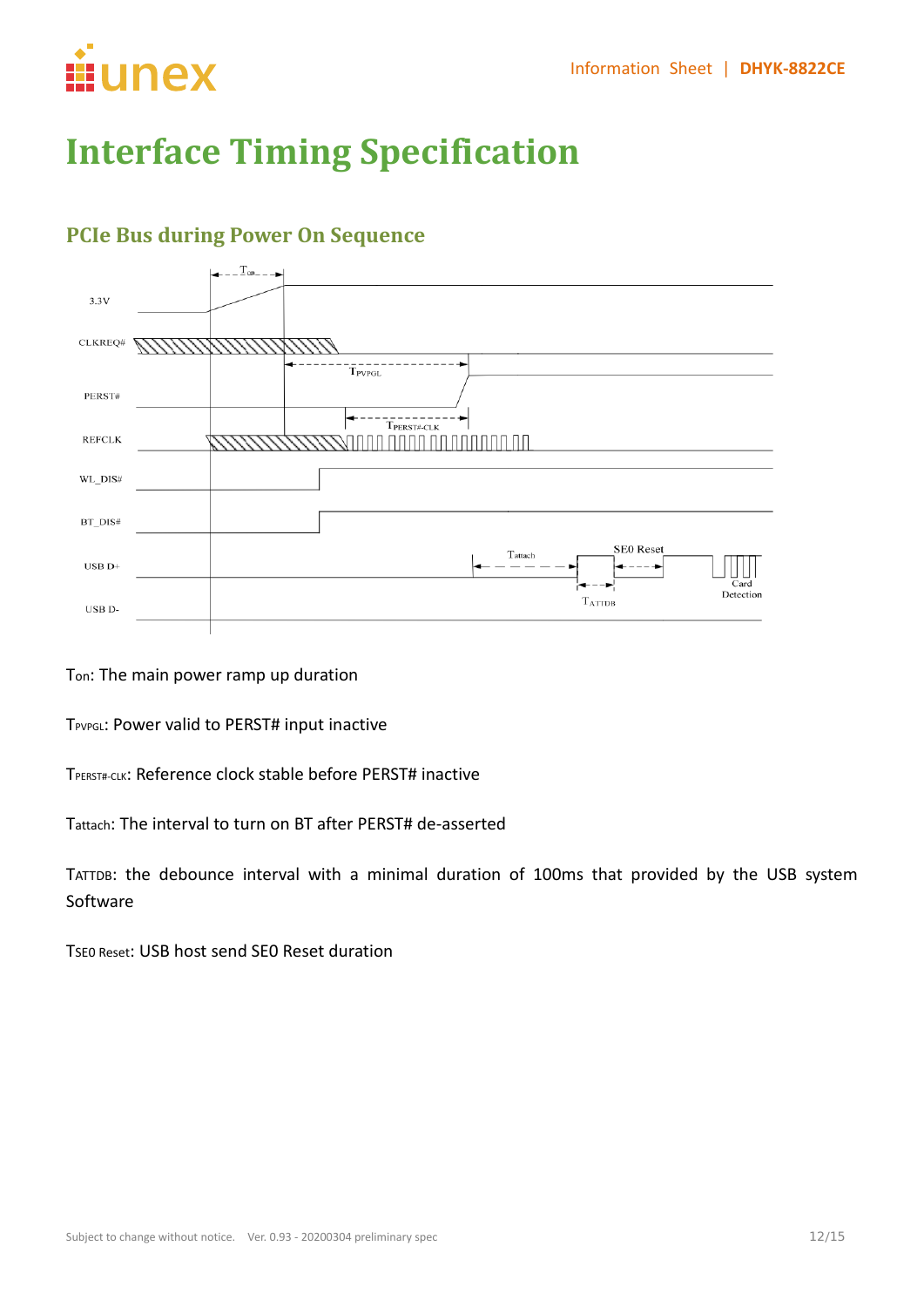# Interface Timing Specification

## PCIe Bus during Power On Sequence

$T_{on}$: The main power ramp up duration

$T_{PVPGL}$: Power valid to PERST# input inactive

$T_{PERST\#\text{-}CLK}$: Reference clock stable before PERST# inactive

$T_{attach}$: The interval to turn on BT after PERST# de-asserted

$T_{ATTDB}$: the debounce interval with a minimal duration of 100ms that provided by the USB system Software

$T_{SE0\ Reset}$: USB host send SE0 Reset duration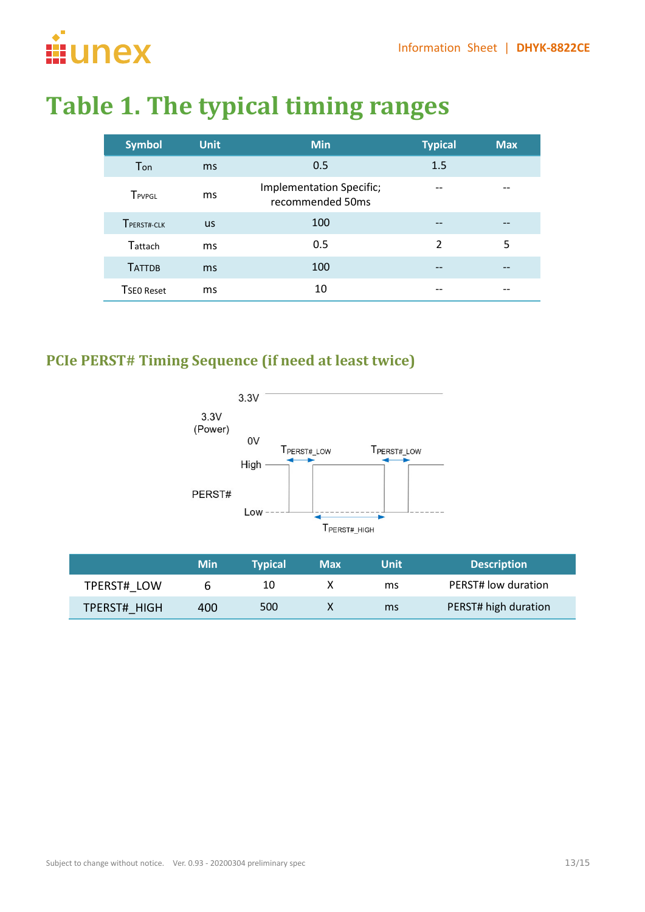# Table 1. The typical timing ranges

| Symbol | Unit | Min | Typical | Max |
|---|---|---|---|---|
| $T_{on}$ | ms | 0.5 | 1.5 | |
| $T_{PVPGL}$ | ms | Implementation Specific; recommended 50ms | -- | -- |
| $T_{PERST\#-CLK}$ | us | 100 | -- | -- |
| $T_{attach}$ | ms | 0.5 | 2 | 5 |
| $T_{ATTDB}$ | ms | 100 | -- | -- |
| $T_{SE0\ Reset}$ | ms | 10 | -- | -- |

## PCIe PERST# Timing Sequence (if need at least twice)

3.3V

3.3V (Power)

0V

High

PERST#

Low

$T_{PERST\#\_LOW}$ $T_{PERST\#\_LOW}$

$T_{PERST\#\_HIGH}$

| | Min | Typical | Max | Unit | Description |
|---|---|---|---|---|---|
| TPERST#_LOW | 6 | 10 | X | ms | PERST# low duration |
| TPERST#_HIGH | 400 | 500 | X | ms | PERST# high duration |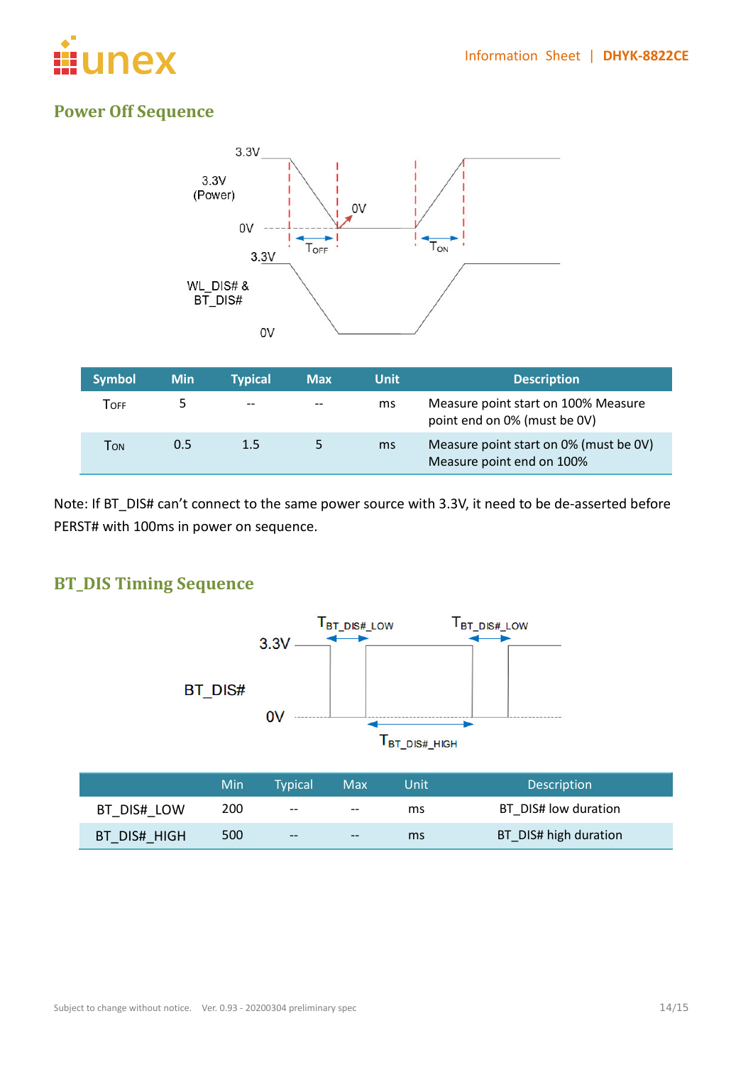## Power Off Sequence

| Symbol | Min | Typical | Max | Unit | Description |
|---|---|---|---|---|---|
| $T_{OFF}$ | 5 | -- | -- | ms | Measure point start on 100% Measure point end on 0% (must be 0V) |
| $T_{ON}$ | 0.5 | 1.5 | 5 | ms | Measure point start on 0% (must be 0V) Measure point end on 100% |

Note: If BT_DIS# can't connect to the same power source with 3.3V, it need to be de-asserted before PERST# with 100ms in power on sequence.

## BT_DIS Timing Sequence

| | Min | Typical | Max | Unit | Description |
|---|---|---|---|---|---|
| BT_DIS#_LOW | 200 | -- | -- | ms | BT_DIS# low duration |
| BT_DIS#_HIGH | 500 | -- | -- | ms | BT_DIS# high duration |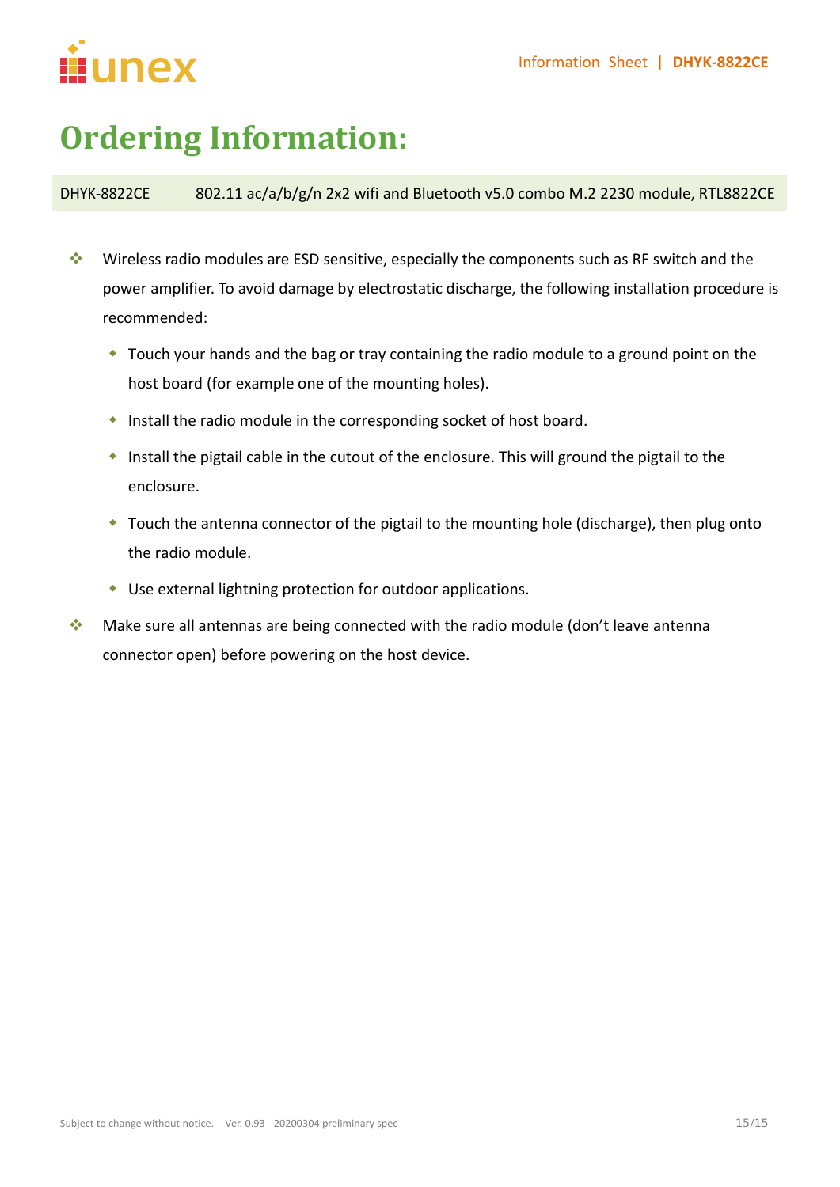# Ordering Information:

| | |
|---|---|
| DHYK-8822CE | 802.11 ac/a/b/g/n 2x2 wifi and Bluetooth v5.0 combo M.2 2230 module, RTL8822CE |

- Wireless radio modules are ESD sensitive, especially the components such as RF switch and the power amplifier. To avoid damage by electrostatic discharge, the following installation procedure is recommended:
  - Touch your hands and the bag or tray containing the radio module to a ground point on the host board (for example one of the mounting holes).
  - Install the radio module in the corresponding socket of host board.
  - Install the pigtail cable in the cutout of the enclosure. This will ground the pigtail to the enclosure.
  - Touch the antenna connector of the pigtail to the mounting hole (discharge), then plug onto the radio module.
  - Use external lightning protection for outdoor applications.
- Make sure all antennas are being connected with the radio module (don't leave antenna connector open) before powering on the host device.